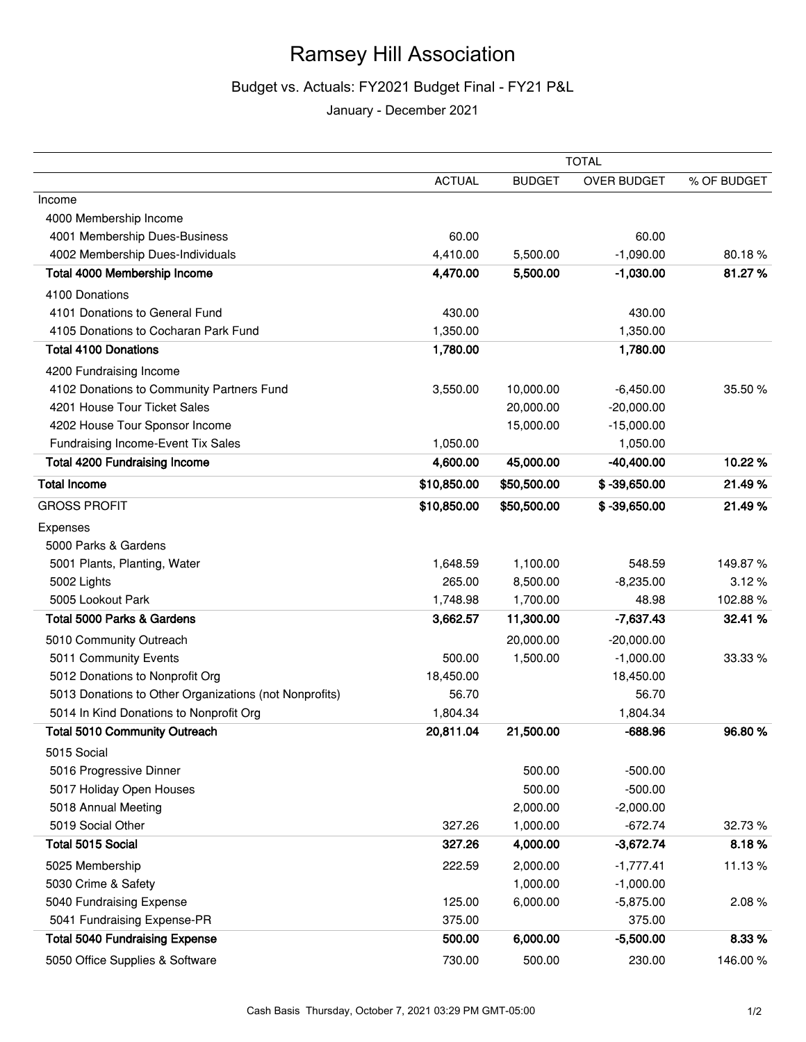# Ramsey Hill Association

## Budget vs. Actuals: FY2021 Budget Final - FY21 P&L

January - December 2021

| | TOTAL | | | |
|---|---|---|---|---|
| | ACTUAL | BUDGET | OVER BUDGET | % OF BUDGET |
| Income | | | | |
| 4000 Membership Income | | | | |
| 4001 Membership Dues-Business | 60.00 | | 60.00 | |
| 4002 Membership Dues-Individuals | 4,410.00 | 5,500.00 | -1,090.00 | 80.18 % |
| **Total 4000 Membership Income** | **4,470.00** | **5,500.00** | **-1,030.00** | **81.27 %** |
| 4100 Donations | | | | |
| 4101 Donations to General Fund | 430.00 | | 430.00 | |
| 4105 Donations to Cocharan Park Fund | 1,350.00 | | 1,350.00 | |
| **Total 4100 Donations** | **1,780.00** | | **1,780.00** | |
| 4200 Fundraising Income | | | | |
| 4102 Donations to Community Partners Fund | 3,550.00 | 10,000.00 | -6,450.00 | 35.50 % |
| 4201 House Tour Ticket Sales | | 20,000.00 | -20,000.00 | |
| 4202 House Tour Sponsor Income | | 15,000.00 | -15,000.00 | |
| Fundraising Income-Event Tix Sales | 1,050.00 | | 1,050.00 | |
| **Total 4200 Fundraising Income** | **4,600.00** | **45,000.00** | **-40,400.00** | **10.22 %** |
| **Total Income** | **$10,850.00** | **$50,500.00** | **$ -39,650.00** | **21.49 %** |
| GROSS PROFIT | **$10,850.00** | **$50,500.00** | **$ -39,650.00** | **21.49 %** |
| Expenses | | | | |
| 5000 Parks & Gardens | | | | |
| 5001 Plants, Planting, Water | 1,648.59 | 1,100.00 | 548.59 | 149.87 % |
| 5002 Lights | 265.00 | 8,500.00 | -8,235.00 | 3.12 % |
| 5005 Lookout Park | 1,748.98 | 1,700.00 | 48.98 | 102.88 % |
| **Total 5000 Parks & Gardens** | **3,662.57** | **11,300.00** | **-7,637.43** | **32.41 %** |
| 5010 Community Outreach | | 20,000.00 | -20,000.00 | |
| 5011 Community Events | 500.00 | 1,500.00 | -1,000.00 | 33.33 % |
| 5012 Donations to Nonprofit Org | 18,450.00 | | 18,450.00 | |
| 5013 Donations to Other Organizations (not Nonprofits) | 56.70 | | 56.70 | |
| 5014 In Kind Donations to Nonprofit Org | 1,804.34 | | 1,804.34 | |
| **Total 5010 Community Outreach** | **20,811.04** | **21,500.00** | **-688.96** | **96.80 %** |
| 5015 Social | | | | |
| 5016 Progressive Dinner | | 500.00 | -500.00 | |
| 5017 Holiday Open Houses | | 500.00 | -500.00 | |
| 5018 Annual Meeting | | 2,000.00 | -2,000.00 | |
| 5019 Social Other | 327.26 | 1,000.00 | -672.74 | 32.73 % |
| **Total 5015 Social** | **327.26** | **4,000.00** | **-3,672.74** | **8.18 %** |
| 5025 Membership | 222.59 | 2,000.00 | -1,777.41 | 11.13 % |
| 5030 Crime & Safety | | 1,000.00 | -1,000.00 | |
| 5040 Fundraising Expense | 125.00 | 6,000.00 | -5,875.00 | 2.08 % |
| 5041 Fundraising Expense-PR | 375.00 | | 375.00 | |
| **Total 5040 Fundraising Expense** | **500.00** | **6,000.00** | **-5,500.00** | **8.33 %** |
| 5050 Office Supplies & Software | 730.00 | 500.00 | 230.00 | 146.00 % |

Cash Basis Thursday, October 7, 2021 03:29 PM GMT-05:00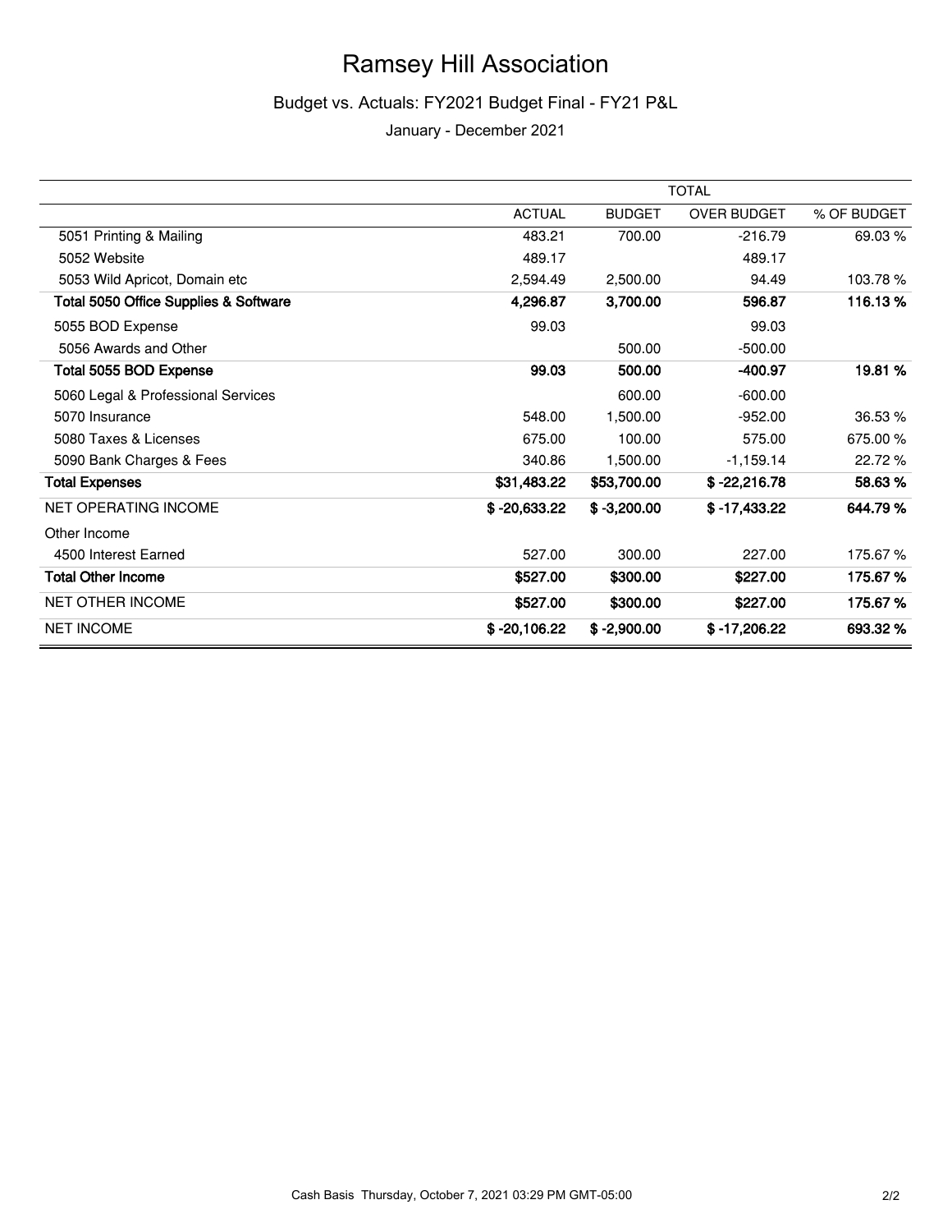# Ramsey Hill Association

## Budget vs. Actuals: FY2021 Budget Final - FY21 P&L

January - December 2021

| | TOTAL | | | |
|---|---|---|---|---|
| | ACTUAL | BUDGET | OVER BUDGET | % OF BUDGET |
| 5051 Printing & Mailing | 483.21 | 700.00 | -216.79 | 69.03 % |
| 5052 Website | 489.17 | | 489.17 | |
| 5053 Wild Apricot, Domain etc | 2,594.49 | 2,500.00 | 94.49 | 103.78 % |
| **Total 5050 Office Supplies & Software** | **4,296.87** | **3,700.00** | **596.87** | **116.13 %** |
| 5055 BOD Expense | 99.03 | | 99.03 | |
| 5056 Awards and Other | | 500.00 | -500.00 | |
| **Total 5055 BOD Expense** | **99.03** | **500.00** | **-400.97** | **19.81 %** |
| 5060 Legal & Professional Services | | 600.00 | -600.00 | |
| 5070 Insurance | 548.00 | 1,500.00 | -952.00 | 36.53 % |
| 5080 Taxes & Licenses | 675.00 | 100.00 | 575.00 | 675.00 % |
| 5090 Bank Charges & Fees | 340.86 | 1,500.00 | -1,159.14 | 22.72 % |
| **Total Expenses** | **$31,483.22** | **$53,700.00** | **$ -22,216.78** | **58.63 %** |
| NET OPERATING INCOME | **$ -20,633.22** | **$ -3,200.00** | **$ -17,433.22** | **644.79 %** |
| Other Income | | | | |
| 4500 Interest Earned | 527.00 | 300.00 | 227.00 | 175.67 % |
| **Total Other Income** | **$527.00** | **$300.00** | **$227.00** | **175.67 %** |
| NET OTHER INCOME | **$527.00** | **$300.00** | **$227.00** | **175.67 %** |
| NET INCOME | **$ -20,106.22** | **$ -2,900.00** | **$ -17,206.22** | **693.32 %** |

Cash Basis Thursday, October 7, 2021 03:29 PM GMT-05:00